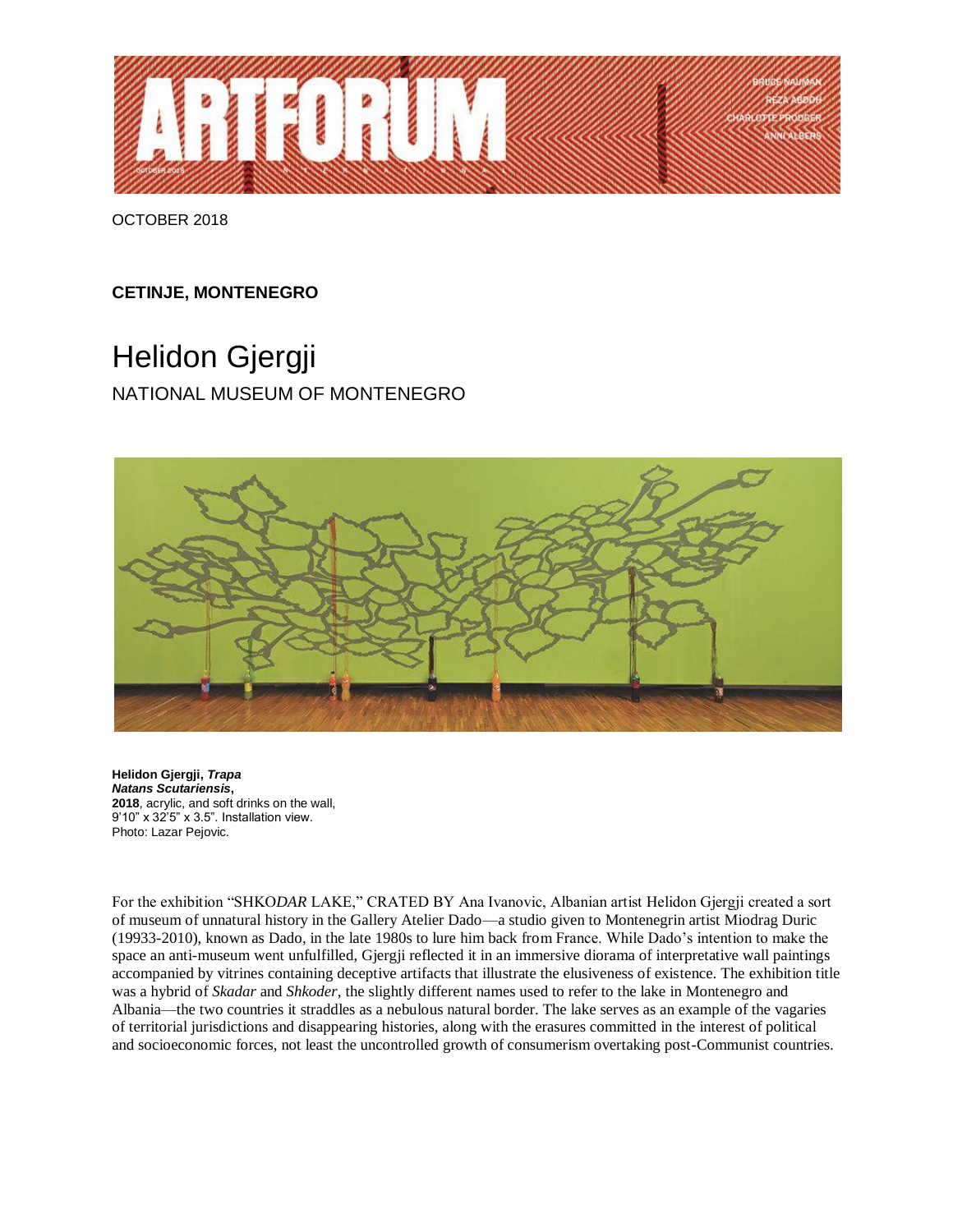OCTOBER 2018

**CETINJE, MONTENEGRO**

# Helidon Gjergji

## NATIONAL MUSEUM OF MONTENEGRO

**Helidon Gjergji, *Trapa Natans Scutariensis*, 2018**, acrylic, and soft drinks on the wall, 9'10" x 32'5" x 3.5". Installation view. Photo: Lazar Pejovic.

For the exhibition "SHKO*DAR* LAKE," CRATED BY Ana Ivanovic, Albanian artist Helidon Gjergji created a sort of museum of unnatural history in the Gallery Atelier Dado—a studio given to Montenegrin artist Miodrag Duric (19933-2010), known as Dado, in the late 1980s to lure him back from France. While Dado's intention to make the space an anti-museum went unfulfilled, Gjergji reflected it in an immersive diorama of interpretative wall paintings accompanied by vitrines containing deceptive artifacts that illustrate the elusiveness of existence. The exhibition title was a hybrid of *Skadar* and *Shkoder*, the slightly different names used to refer to the lake in Montenegro and Albania—the two countries it straddles as a nebulous natural border. The lake serves as an example of the vagaries of territorial jurisdictions and disappearing histories, along with the erasures committed in the interest of political and socioeconomic forces, not least the uncontrolled growth of consumerism overtaking post-Communist countries.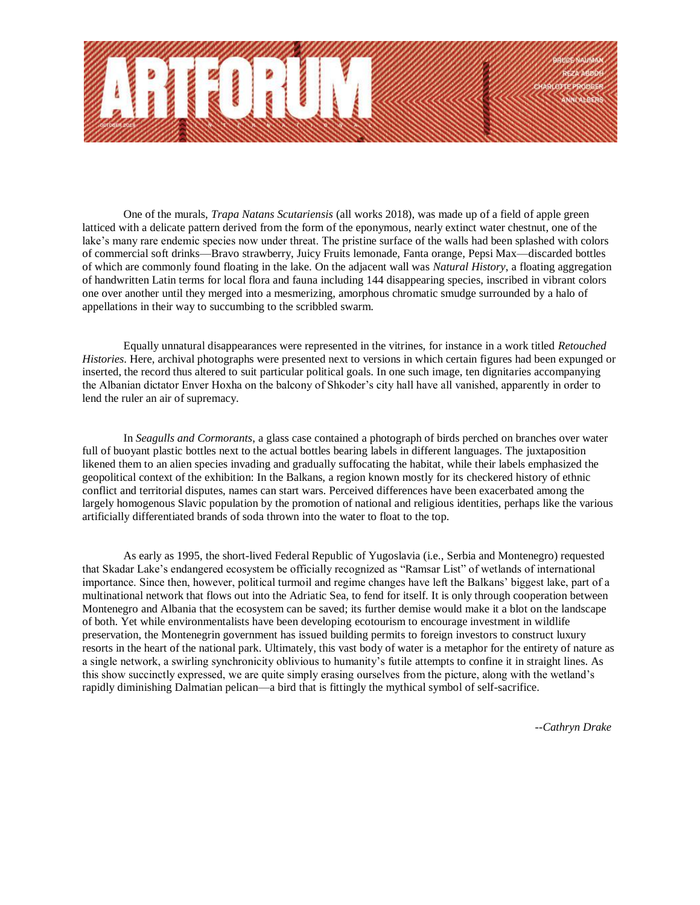One of the murals, *Trapa Natans Scutariensis* (all works 2018), was made up of a field of apple green latticed with a delicate pattern derived from the form of the eponymous, nearly extinct water chestnut, one of the lake's many rare endemic species now under threat. The pristine surface of the walls had been splashed with colors of commercial soft drinks—Bravo strawberry, Juicy Fruits lemonade, Fanta orange, Pepsi Max—discarded bottles of which are commonly found floating in the lake. On the adjacent wall was *Natural History*, a floating aggregation of handwritten Latin terms for local flora and fauna including 144 disappearing species, inscribed in vibrant colors one over another until they merged into a mesmerizing, amorphous chromatic smudge surrounded by a halo of appellations in their way to succumbing to the scribbled swarm.

Equally unnatural disappearances were represented in the vitrines, for instance in a work titled *Retouched Histories*. Here, archival photographs were presented next to versions in which certain figures had been expunged or inserted, the record thus altered to suit particular political goals. In one such image, ten dignitaries accompanying the Albanian dictator Enver Hoxha on the balcony of Shkoder's city hall have all vanished, apparently in order to lend the ruler an air of supremacy.

In *Seagulls and Cormorants*, a glass case contained a photograph of birds perched on branches over water full of buoyant plastic bottles next to the actual bottles bearing labels in different languages. The juxtaposition likened them to an alien species invading and gradually suffocating the habitat, while their labels emphasized the geopolitical context of the exhibition: In the Balkans, a region known mostly for its checkered history of ethnic conflict and territorial disputes, names can start wars. Perceived differences have been exacerbated among the largely homogenous Slavic population by the promotion of national and religious identities, perhaps like the various artificially differentiated brands of soda thrown into the water to float to the top.

As early as 1995, the short-lived Federal Republic of Yugoslavia (i.e., Serbia and Montenegro) requested that Skadar Lake's endangered ecosystem be officially recognized as "Ramsar List" of wetlands of international importance. Since then, however, political turmoil and regime changes have left the Balkans' biggest lake, part of a multinational network that flows out into the Adriatic Sea, to fend for itself. It is only through cooperation between Montenegro and Albania that the ecosystem can be saved; its further demise would make it a blot on the landscape of both. Yet while environmentalists have been developing ecotourism to encourage investment in wildlife preservation, the Montenegrin government has issued building permits to foreign investors to construct luxury resorts in the heart of the national park. Ultimately, this vast body of water is a metaphor for the entirety of nature as a single network, a swirling synchronicity oblivious to humanity's futile attempts to confine it in straight lines. As this show succinctly expressed, we are quite simply erasing ourselves from the picture, along with the wetland's rapidly diminishing Dalmatian pelican—a bird that is fittingly the mythical symbol of self-sacrifice.

*--Cathryn Drake*